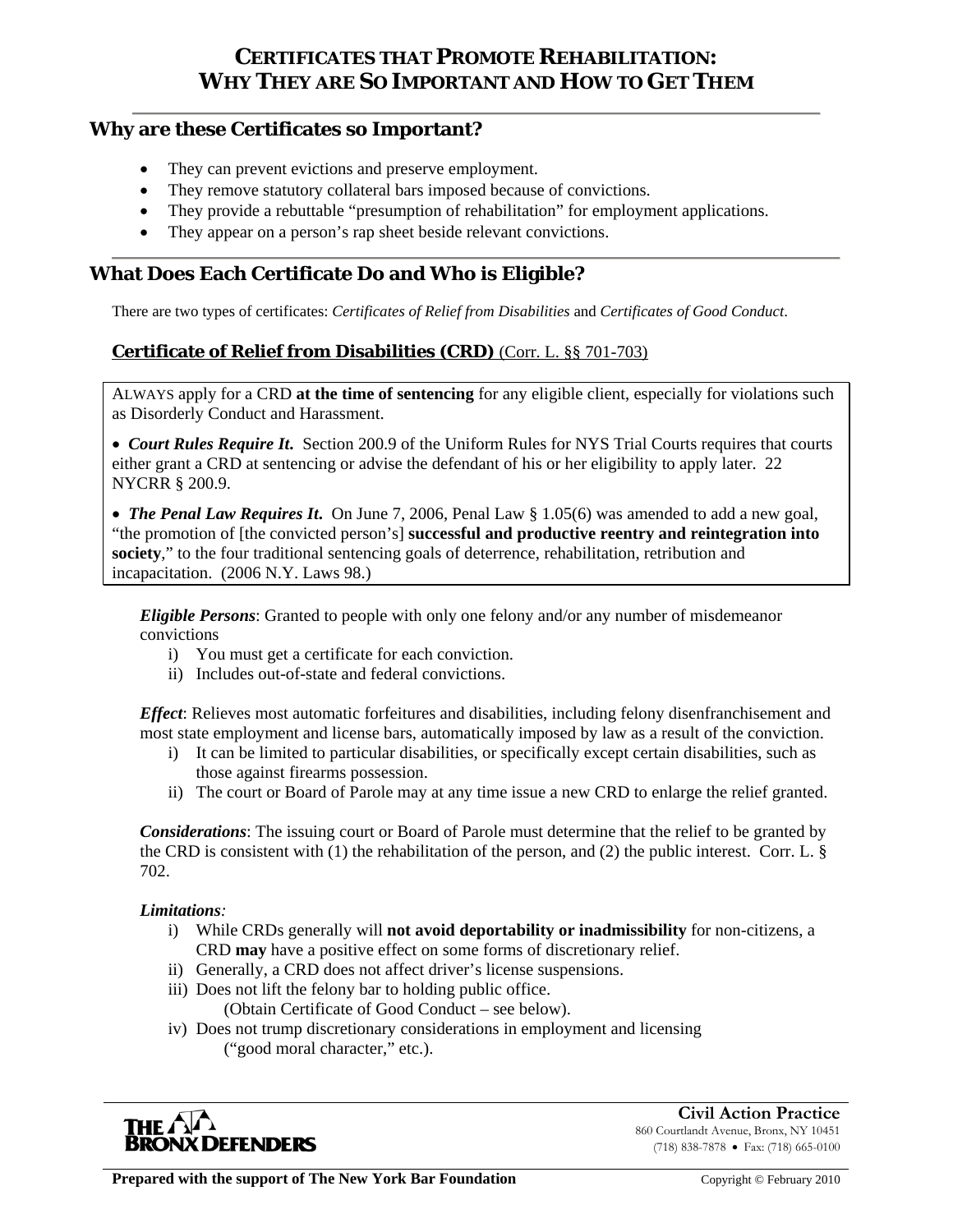# CERTIFICATES THAT PROMOTE REHABILITATION: WHY THEY ARE SO IMPORTANT AND HOW TO GET THEM

## Why are these Certificates so Important?

- They can prevent evictions and preserve employment.
- They remove statutory collateral bars imposed because of convictions.
- They provide a rebuttable "presumption of rehabilitation" for employment applications.
- They appear on a person's rap sheet beside relevant convictions.

## What Does Each Certificate Do and Who is Eligible?

There are two types of certificates: *Certificates of Relief from Disabilities* and *Certificates of Good Conduct*.

### Certificate of Relief from Disabilities (CRD) (Corr. L. §§ 701-703)

ALWAYS apply for a CRD **at the time of sentencing** for any eligible client, especially for violations such as Disorderly Conduct and Harassment.

- ***Court Rules Require It.*** Section 200.9 of the Uniform Rules for NYS Trial Courts requires that courts either grant a CRD at sentencing or advise the defendant of his or her eligibility to apply later. 22 NYCRR § 200.9.

- ***The Penal Law Requires It.*** On June 7, 2006, Penal Law § 1.05(6) was amended to add a new goal, "the promotion of [the convicted person's] **successful and productive reentry and reintegration into society**," to the four traditional sentencing goals of deterrence, rehabilitation, retribution and incapacitation. (2006 N.Y. Laws 98.)

***Eligible Persons***: Granted to people with only one felony and/or any number of misdemeanor convictions

i) You must get a certificate for each conviction.
ii) Includes out-of-state and federal convictions.

***Effect***: Relieves most automatic forfeitures and disabilities, including felony disenfranchisement and most state employment and license bars, automatically imposed by law as a result of the conviction.

i) It can be limited to particular disabilities, or specifically except certain disabilities, such as those against firearms possession.
ii) The court or Board of Parole may at any time issue a new CRD to enlarge the relief granted.

***Considerations***: The issuing court or Board of Parole must determine that the relief to be granted by the CRD is consistent with (1) the rehabilitation of the person, and (2) the public interest. Corr. L. § 702.

***Limitations:***

i) While CRDs generally will **not avoid deportability or inadmissibility** for non-citizens, a CRD **may** have a positive effect on some forms of discretionary relief.
ii) Generally, a CRD does not affect driver's license suspensions.
iii) Does not lift the felony bar to holding public office. (Obtain Certificate of Good Conduct – see below).
iv) Does not trump discretionary considerations in employment and licensing ("good moral character," etc.).

THE BRONX DEFENDERS

**Civil Action Practice**
860 Courtlandt Avenue, Bronx, NY 10451
(718) 838-7878 • Fax: (718) 665-0100

**Prepared with the support of The New York Bar Foundation** Copyright © February 2010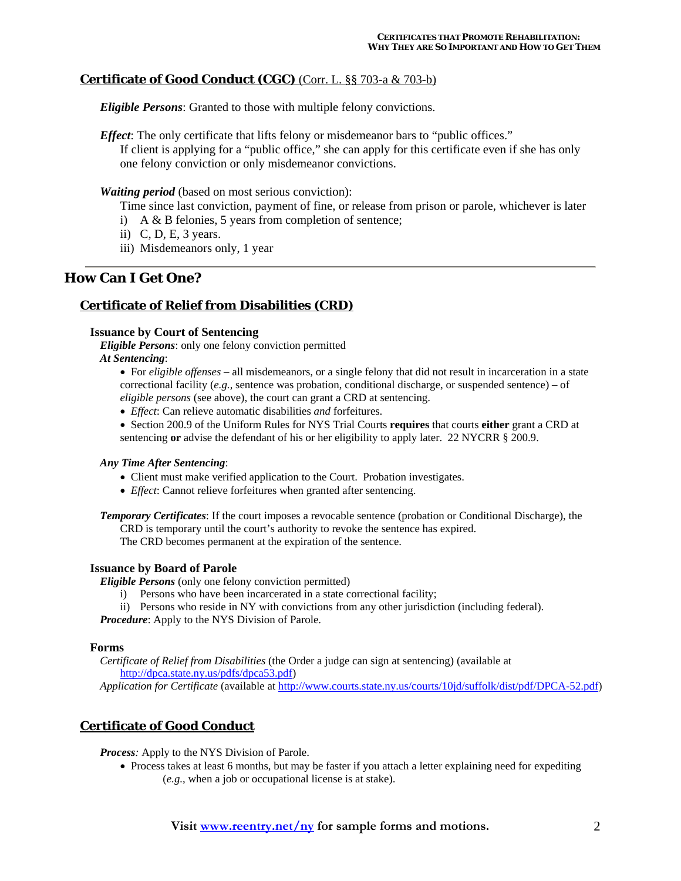### Certificate of Good Conduct (CGC) (Corr. L. §§ 703-a & 703-b)

***Eligible Persons***: Granted to those with multiple felony convictions.

***Effect***: The only certificate that lifts felony or misdemeanor bars to "public offices." If client is applying for a "public office," she can apply for this certificate even if she has only one felony conviction or only misdemeanor convictions.

***Waiting period*** (based on most serious conviction):

Time since last conviction, payment of fine, or release from prison or parole, whichever is later

i) A & B felonies, 5 years from completion of sentence;
ii) C, D, E, 3 years.
iii) Misdemeanors only, 1 year

---

## How Can I Get One?

### Certificate of Relief from Disabilities (CRD)

#### Issuance by Court of Sentencing

***Eligible Persons***: only one felony conviction permitted

***At Sentencing***:

- For *eligible offenses* – all misdemeanors, or a single felony that did not result in incarceration in a state correctional facility (*e.g.*, sentence was probation, conditional discharge, or suspended sentence) – of *eligible persons* (see above), the court can grant a CRD at sentencing.
- *Effect*: Can relieve automatic disabilities *and* forfeitures.
- Section 200.9 of the Uniform Rules for NYS Trial Courts **requires** that courts **either** grant a CRD at sentencing **or** advise the defendant of his or her eligibility to apply later. 22 NYCRR § 200.9.

***Any Time After Sentencing***:

- Client must make verified application to the Court. Probation investigates.
- *Effect*: Cannot relieve forfeitures when granted after sentencing.

***Temporary Certificates***: If the court imposes a revocable sentence (probation or Conditional Discharge), the CRD is temporary until the court's authority to revoke the sentence has expired. The CRD becomes permanent at the expiration of the sentence.

#### Issuance by Board of Parole

***Eligible Persons*** (only one felony conviction permitted)

i) Persons who have been incarcerated in a state correctional facility;
ii) Persons who reside in NY with convictions from any other jurisdiction (including federal).

***Procedure***: Apply to the NYS Division of Parole.

#### Forms

*Certificate of Relief from Disabilities* (the Order a judge can sign at sentencing) (available at http://dpca.state.ny.us/pdfs/dpca53.pdf)

*Application for Certificate* (available at http://www.courts.state.ny.us/courts/10jd/suffolk/dist/pdf/DPCA-52.pdf)

### Certificate of Good Conduct

***Process:*** Apply to the NYS Division of Parole.

- Process takes at least 6 months, but may be faster if you attach a letter explaining need for expediting (*e.g.*, when a job or occupational license is at stake).

**Visit www.reentry.net/ny for sample forms and motions.**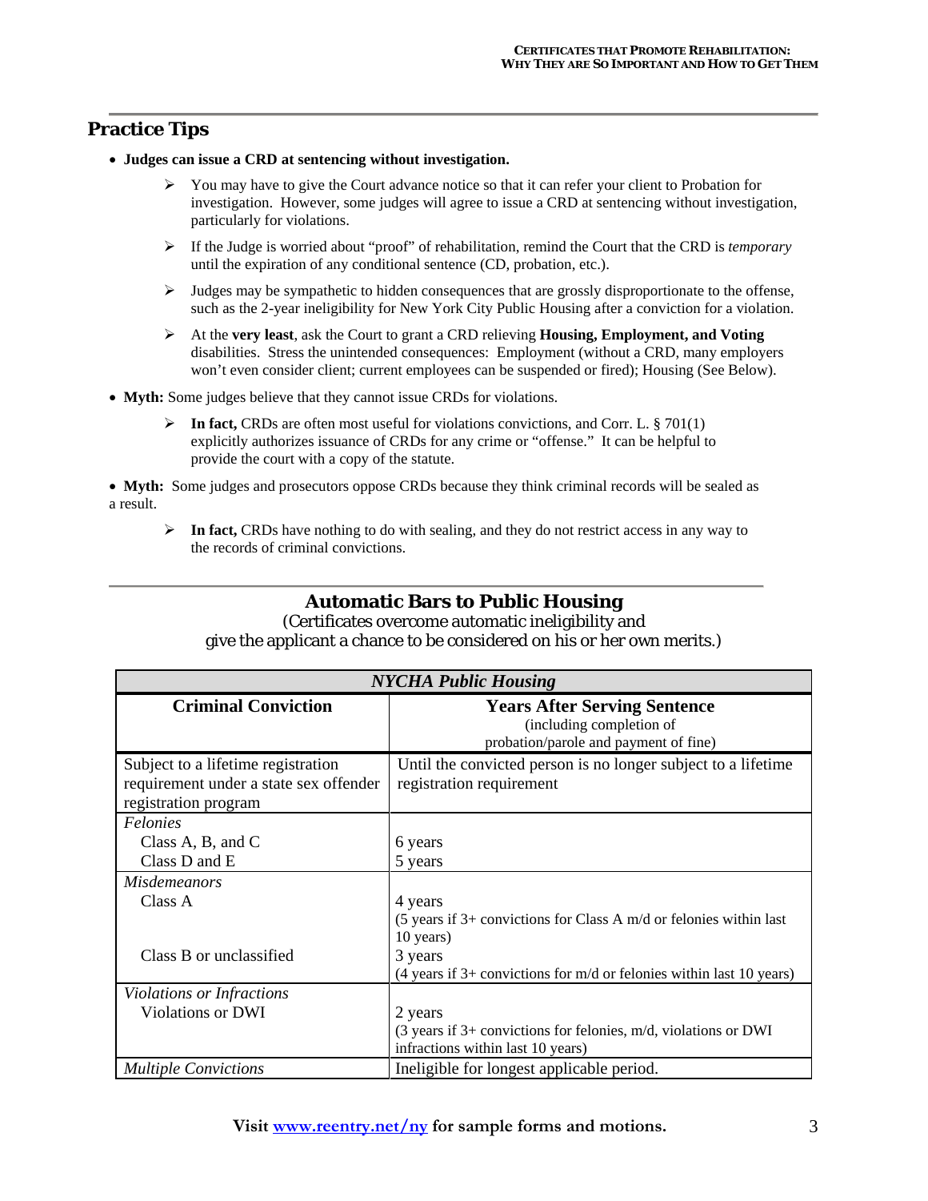## Practice Tips

- **Judges can issue a CRD at sentencing without investigation.**
  - You may have to give the Court advance notice so that it can refer your client to Probation for investigation. However, some judges will agree to issue a CRD at sentencing without investigation, particularly for violations.
  - If the Judge is worried about "proof" of rehabilitation, remind the Court that the CRD is *temporary* until the expiration of any conditional sentence (CD, probation, etc.).
  - Judges may be sympathetic to hidden consequences that are grossly disproportionate to the offense, such as the 2-year ineligibility for New York City Public Housing after a conviction for a violation.
  - At the **very least**, ask the Court to grant a CRD relieving **Housing, Employment, and Voting** disabilities. Stress the unintended consequences: Employment (without a CRD, many employers won't even consider client; current employees can be suspended or fired); Housing (See Below).
- **Myth:** Some judges believe that they cannot issue CRDs for violations.
  - **In fact,** CRDs are often most useful for violations convictions, and Corr. L. § 701(1) explicitly authorizes issuance of CRDs for any crime or "offense." It can be helpful to provide the court with a copy of the statute.
- **Myth:** Some judges and prosecutors oppose CRDs because they think criminal records will be sealed as a result.
  - **In fact,** CRDs have nothing to do with sealing, and they do not restrict access in any way to the records of criminal convictions.

## Automatic Bars to Public Housing

(Certificates overcome automatic ineligibility and give the applicant a chance to be considered on his or her own merits.)

| *NYCHA Public Housing* | |
|---|---|
| **Criminal Conviction** | **Years After Serving Sentence** (including completion of probation/parole and payment of fine) |
| Subject to a lifetime registration requirement under a state sex offender registration program | Until the convicted person is no longer subject to a lifetime registration requirement |
| *Felonies* | |
| Class A, B, and C | 6 years |
| Class D and E | 5 years |
| *Misdemeanors* | |
| Class A | 4 years (5 years if 3+ convictions for Class A m/d or felonies within last 10 years) |
| Class B or unclassified | 3 years (4 years if 3+ convictions for m/d or felonies within last 10 years) |
| *Violations or Infractions* | |
| Violations or DWI | 2 years (3 years if 3+ convictions for felonies, m/d, violations or DWI infractions within last 10 years) |
| *Multiple Convictions* | Ineligible for longest applicable period. |

**Visit www.reentry.net/ny for sample forms and motions.**